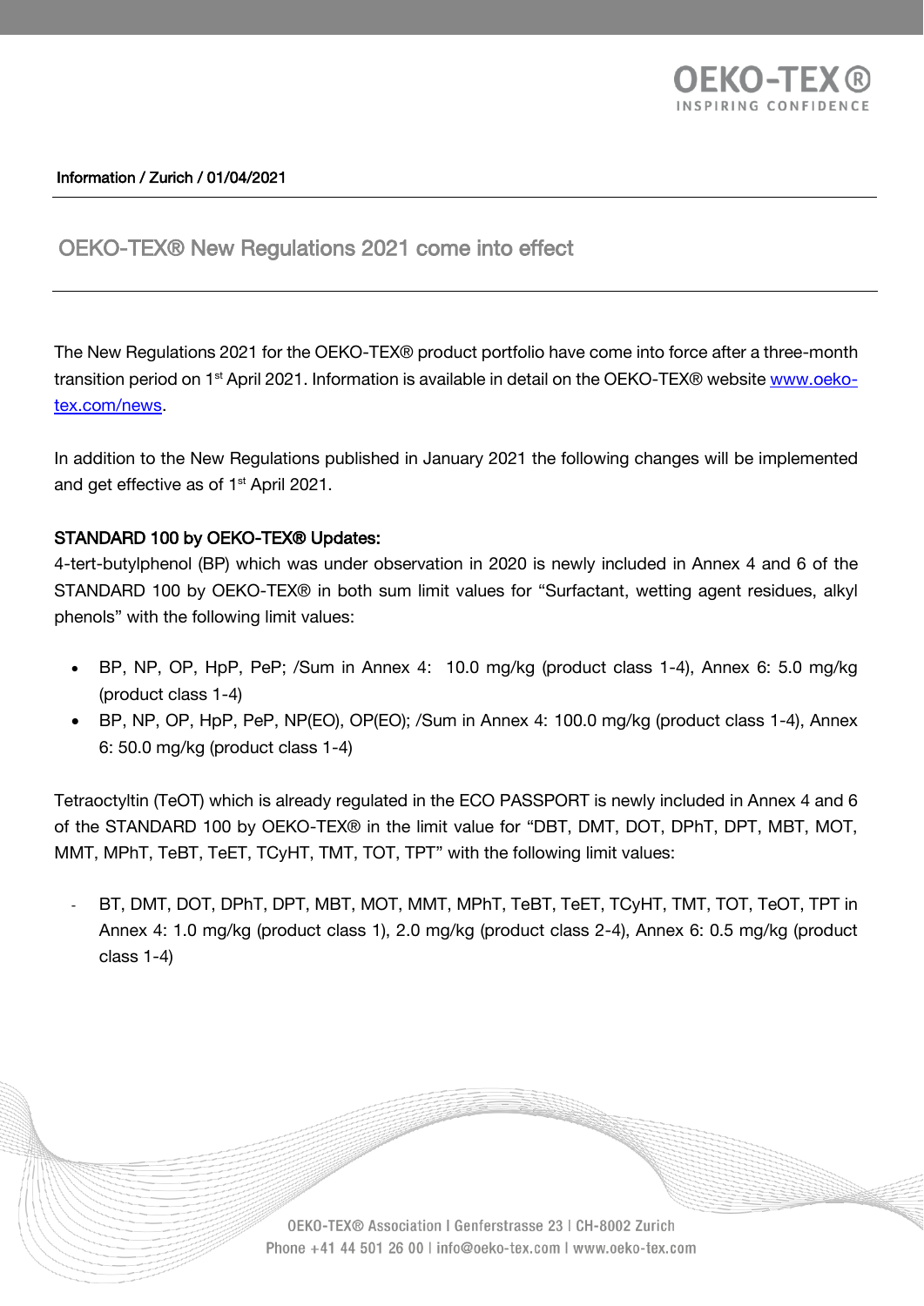Information / Zurich / 01/04/2021

# OEKO-TEX® New Regulations 2021 come into effect

The New Regulations 2021 for the OEKO-TEX® product portfolio have come into force after a three-month transition period on 1st April 2021. Information is available in detail on the OEKO-TEX® website [www.oeko-tex.com/news](www.oeko-tex.com/news).

In addition to the New Regulations published in January 2021 the following changes will be implemented and get effective as of 1st April 2021.

**STANDARD 100 by OEKO-TEX® Updates:**

4-tert-butylphenol (BP) which was under observation in 2020 is newly included in Annex 4 and 6 of the STANDARD 100 by OEKO-TEX® in both sum limit values for "Surfactant, wetting agent residues, alkyl phenols" with the following limit values:

- BP, NP, OP, HpP, PeP; /Sum in Annex 4: 10.0 mg/kg (product class 1-4), Annex 6: 5.0 mg/kg (product class 1-4)
- BP, NP, OP, HpP, PeP, NP(EO), OP(EO); /Sum in Annex 4: 100.0 mg/kg (product class 1-4), Annex 6: 50.0 mg/kg (product class 1-4)

Tetraoctyltin (TeOT) which is already regulated in the ECO PASSPORT is newly included in Annex 4 and 6 of the STANDARD 100 by OEKO-TEX® in the limit value for "DBT, DMT, DOT, DPhT, DPT, MBT, MOT, MMT, MPhT, TeBT, TeET, TCyHT, TMT, TOT, TPT" with the following limit values:

- BT, DMT, DOT, DPhT, DPT, MBT, MOT, MMT, MPhT, TeBT, TeET, TCyHT, TMT, TOT, TeOT, TPT in Annex 4: 1.0 mg/kg (product class 1), 2.0 mg/kg (product class 2-4), Annex 6: 0.5 mg/kg (product class 1-4)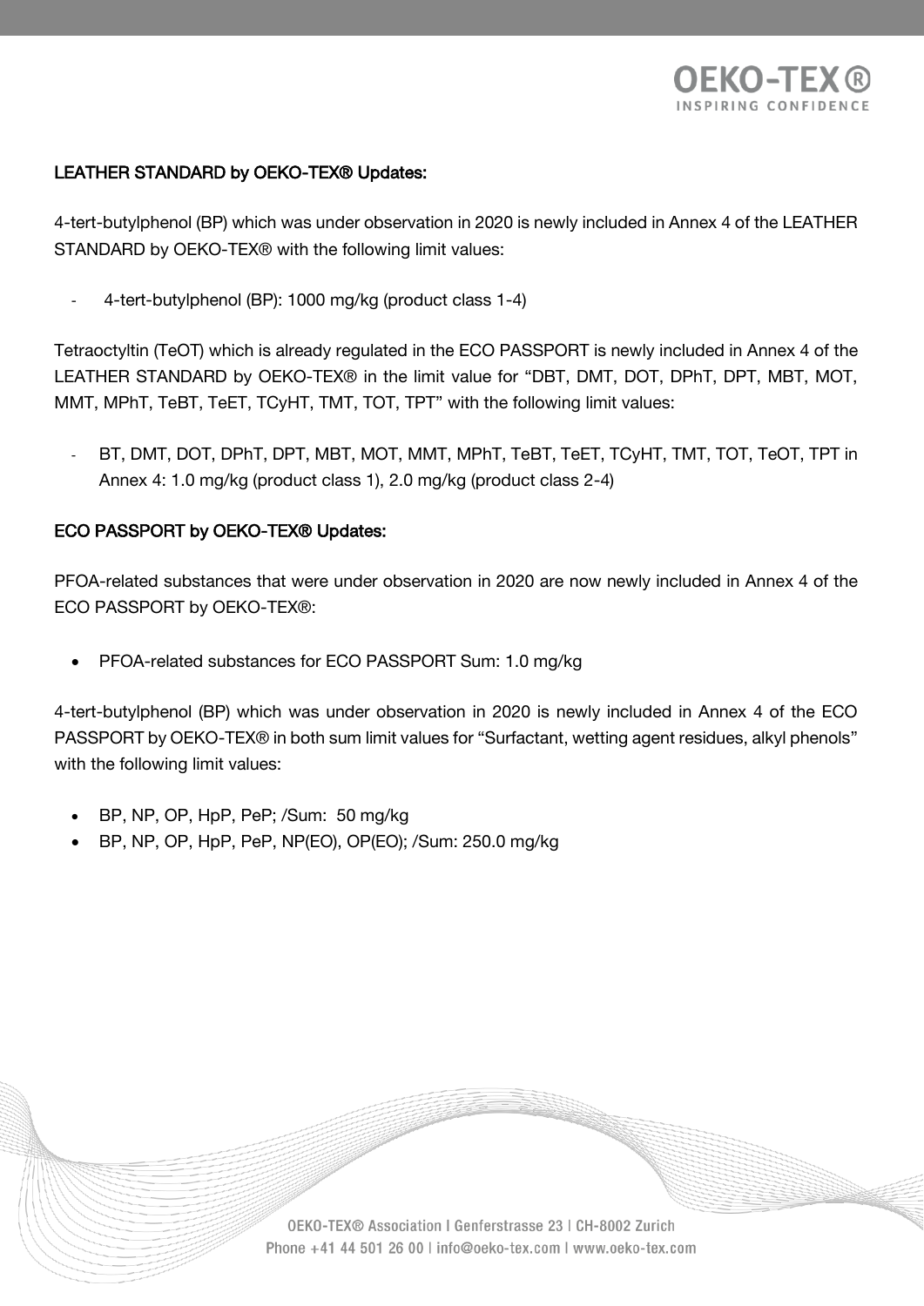## LEATHER STANDARD by OEKO-TEX® Updates:

4-tert-butylphenol (BP) which was under observation in 2020 is newly included in Annex 4 of the LEATHER STANDARD by OEKO-TEX® with the following limit values:

- 4-tert-butylphenol (BP): 1000 mg/kg (product class 1-4)

Tetraoctyltin (TeOT) which is already regulated in the ECO PASSPORT is newly included in Annex 4 of the LEATHER STANDARD by OEKO-TEX® in the limit value for "DBT, DMT, DOT, DPhT, DPT, MBT, MOT, MMT, MPhT, TeBT, TeET, TCyHT, TMT, TOT, TPT" with the following limit values:

- BT, DMT, DOT, DPhT, DPT, MBT, MOT, MMT, MPhT, TeBT, TeET, TCyHT, TMT, TOT, TeOT, TPT in Annex 4: 1.0 mg/kg (product class 1), 2.0 mg/kg (product class 2-4)

## ECO PASSPORT by OEKO-TEX® Updates:

PFOA-related substances that were under observation in 2020 are now newly included in Annex 4 of the ECO PASSPORT by OEKO-TEX®:

- PFOA-related substances for ECO PASSPORT Sum: 1.0 mg/kg

4-tert-butylphenol (BP) which was under observation in 2020 is newly included in Annex 4 of the ECO PASSPORT by OEKO-TEX® in both sum limit values for "Surfactant, wetting agent residues, alkyl phenols" with the following limit values:

- BP, NP, OP, HpP, PeP; /Sum: 50 mg/kg
- BP, NP, OP, HpP, PeP, NP(EO), OP(EO); /Sum: 250.0 mg/kg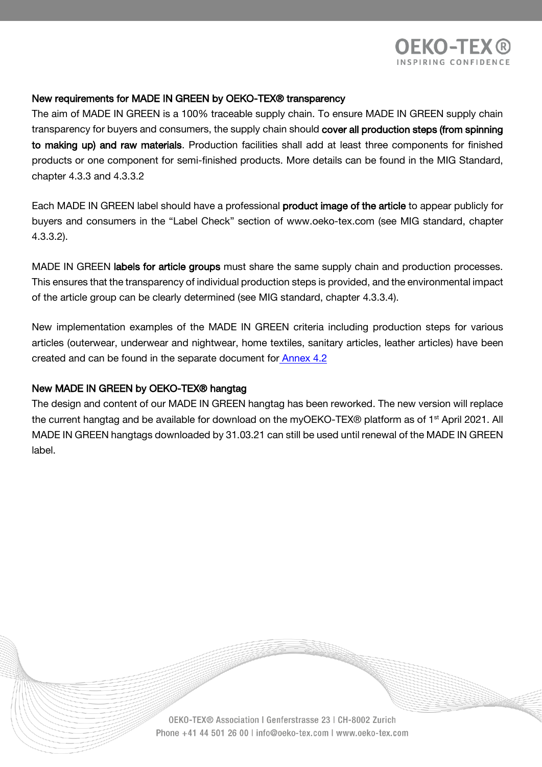## New requirements for MADE IN GREEN by OEKO-TEX® transparency

The aim of MADE IN GREEN is a 100% traceable supply chain. To ensure MADE IN GREEN supply chain transparency for buyers and consumers, the supply chain should **cover all production steps (from spinning to making up) and raw materials**. Production facilities shall add at least three components for finished products or one component for semi-finished products. More details can be found in the MIG Standard, chapter 4.3.3 and 4.3.3.2

Each MADE IN GREEN label should have a professional **product image of the article** to appear publicly for buyers and consumers in the "Label Check" section of www.oeko-tex.com (see MIG standard, chapter 4.3.3.2).

MADE IN GREEN **labels for article groups** must share the same supply chain and production processes. This ensures that the transparency of individual production steps is provided, and the environmental impact of the article group can be clearly determined (see MIG standard, chapter 4.3.3.4).

New implementation examples of the MADE IN GREEN criteria including production steps for various articles (outerwear, underwear and nightwear, home textiles, sanitary articles, leather articles) have been created and can be found in the separate document for Annex 4.2

## New MADE IN GREEN by OEKO-TEX® hangtag

The design and content of our MADE IN GREEN hangtag has been reworked. The new version will replace the current hangtag and be available for download on the myOEKO-TEX® platform as of 1st April 2021. All MADE IN GREEN hangtags downloaded by 31.03.21 can still be used until renewal of the MADE IN GREEN label.